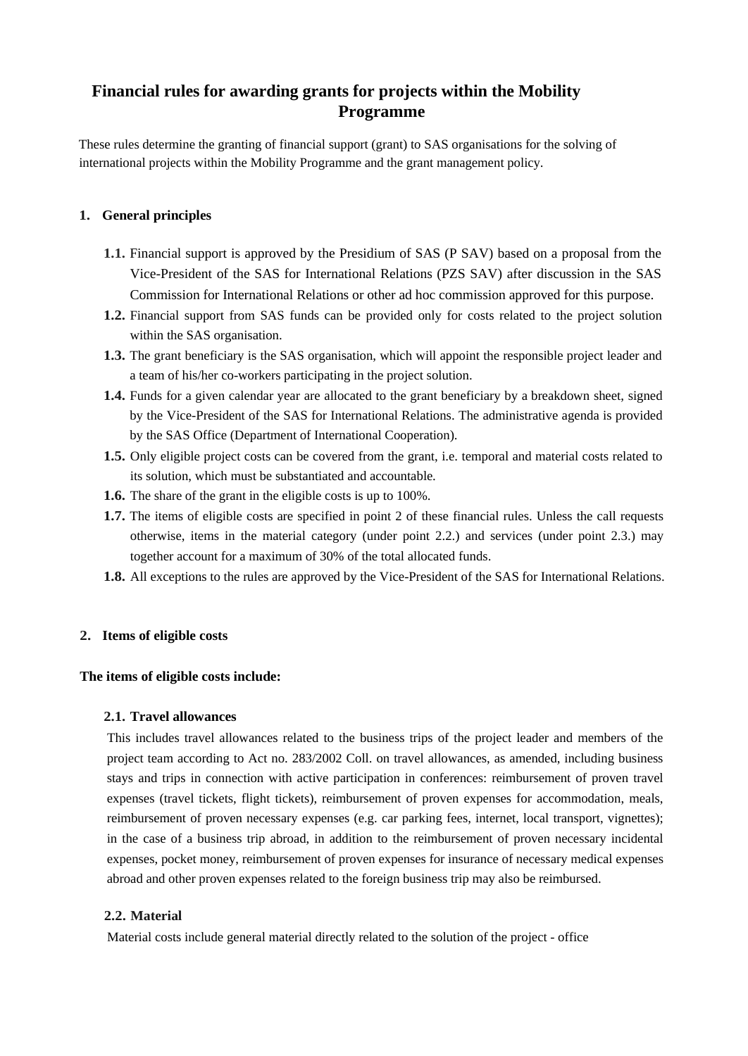# Financial rules for awarding grants for projects within the Mobility Programme

These rules determine the granting of financial support (grant) to SAS organisations for the solving of international projects within the Mobility Programme and the grant management policy.

## 1. General principles

**1.1.** Financial support is approved by the Presidium of SAS (P SAV) based on a proposal from the Vice-President of the SAS for International Relations (PZS SAV) after discussion in the SAS Commission for International Relations or other ad hoc commission approved for this purpose.

**1.2.** Financial support from SAS funds can be provided only for costs related to the project solution within the SAS organisation.

**1.3.** The grant beneficiary is the SAS organisation, which will appoint the responsible project leader and a team of his/her co-workers participating in the project solution.

**1.4.** Funds for a given calendar year are allocated to the grant beneficiary by a breakdown sheet, signed by the Vice-President of the SAS for International Relations. The administrative agenda is provided by the SAS Office (Department of International Cooperation).

**1.5.** Only eligible project costs can be covered from the grant, i.e. temporal and material costs related to its solution, which must be substantiated and accountable.

**1.6.** The share of the grant in the eligible costs is up to 100%.

**1.7.** The items of eligible costs are specified in point 2 of these financial rules. Unless the call requests otherwise, items in the material category (under point 2.2.) and services (under point 2.3.) may together account for a maximum of 30% of the total allocated funds.

**1.8.** All exceptions to the rules are approved by the Vice-President of the SAS for International Relations.

## 2. Items of eligible costs

**The items of eligible costs include:**

### 2.1. Travel allowances

This includes travel allowances related to the business trips of the project leader and members of the project team according to Act no. 283/2002 Coll. on travel allowances, as amended, including business stays and trips in connection with active participation in conferences: reimbursement of proven travel expenses (travel tickets, flight tickets), reimbursement of proven expenses for accommodation, meals, reimbursement of proven necessary expenses (e.g. car parking fees, internet, local transport, vignettes); in the case of a business trip abroad, in addition to the reimbursement of proven necessary incidental expenses, pocket money, reimbursement of proven expenses for insurance of necessary medical expenses abroad and other proven expenses related to the foreign business trip may also be reimbursed.

### 2.2. Material

Material costs include general material directly related to the solution of the project - office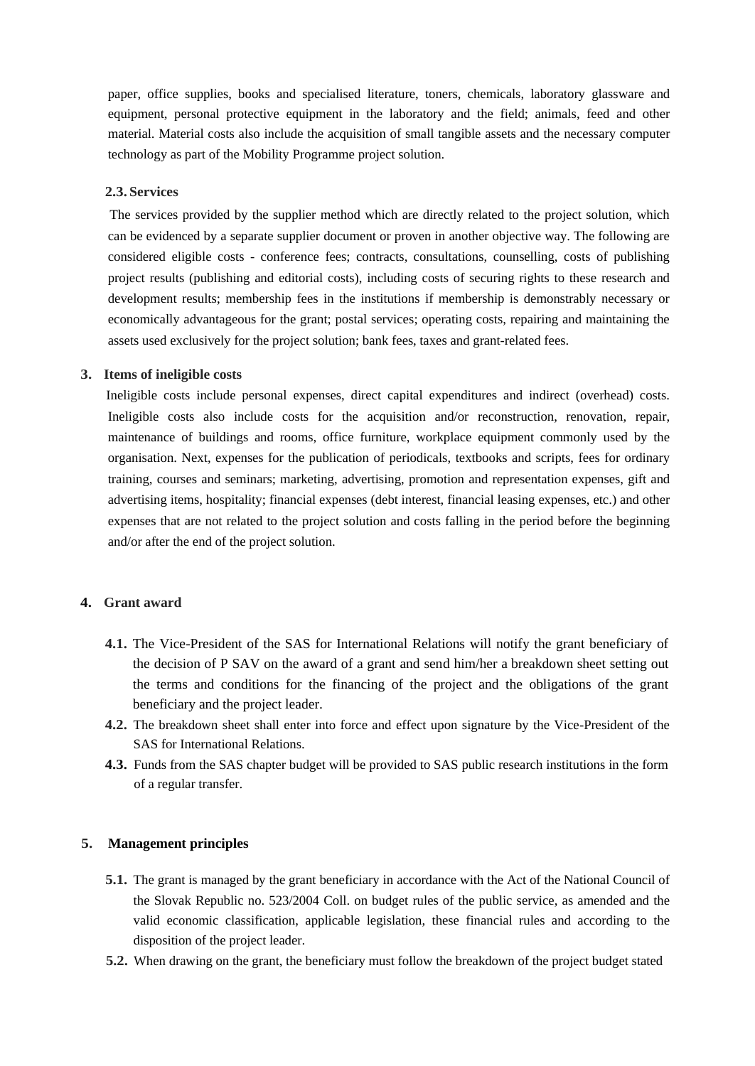paper, office supplies, books and specialised literature, toners, chemicals, laboratory glassware and equipment, personal protective equipment in the laboratory and the field; animals, feed and other material. Material costs also include the acquisition of small tangible assets and the necessary computer technology as part of the Mobility Programme project solution.

### 2.3. Services

The services provided by the supplier method which are directly related to the project solution, which can be evidenced by a separate supplier document or proven in another objective way. The following are considered eligible costs - conference fees; contracts, consultations, counselling, costs of publishing project results (publishing and editorial costs), including costs of securing rights to these research and development results; membership fees in the institutions if membership is demonstrably necessary or economically advantageous for the grant; postal services; operating costs, repairing and maintaining the assets used exclusively for the project solution; bank fees, taxes and grant-related fees.

## 3. Items of ineligible costs

Ineligible costs include personal expenses, direct capital expenditures and indirect (overhead) costs. Ineligible costs also include costs for the acquisition and/or reconstruction, renovation, repair, maintenance of buildings and rooms, office furniture, workplace equipment commonly used by the organisation. Next, expenses for the publication of periodicals, textbooks and scripts, fees for ordinary training, courses and seminars; marketing, advertising, promotion and representation expenses, gift and advertising items, hospitality; financial expenses (debt interest, financial leasing expenses, etc.) and other expenses that are not related to the project solution and costs falling in the period before the beginning and/or after the end of the project solution.

## 4. Grant award

**4.1.** The Vice-President of the SAS for International Relations will notify the grant beneficiary of the decision of P SAV on the award of a grant and send him/her a breakdown sheet setting out the terms and conditions for the financing of the project and the obligations of the grant beneficiary and the project leader.

**4.2.** The breakdown sheet shall enter into force and effect upon signature by the Vice-President of the SAS for International Relations.

**4.3.** Funds from the SAS chapter budget will be provided to SAS public research institutions in the form of a regular transfer.

## 5. Management principles

**5.1.** The grant is managed by the grant beneficiary in accordance with the Act of the National Council of the Slovak Republic no. 523/2004 Coll. on budget rules of the public service, as amended and the valid economic classification, applicable legislation, these financial rules and according to the disposition of the project leader.

**5.2.** When drawing on the grant, the beneficiary must follow the breakdown of the project budget stated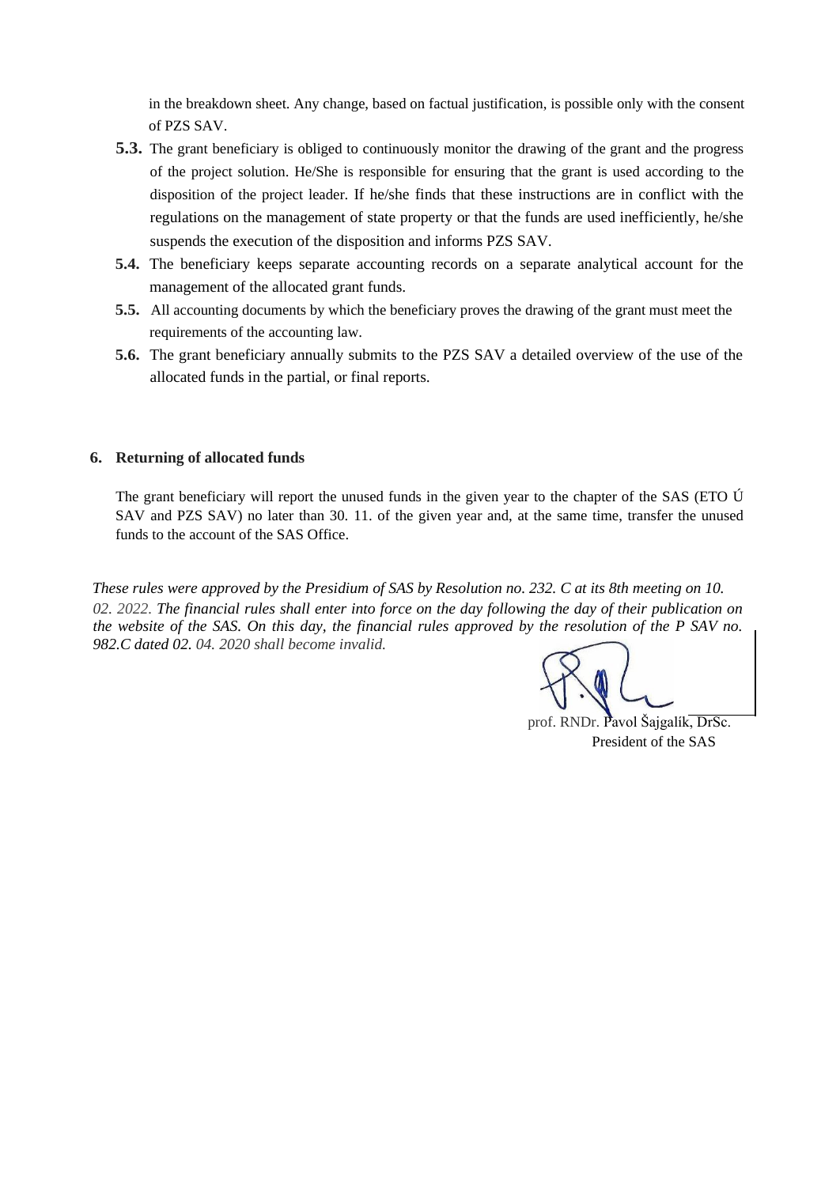in the breakdown sheet. Any change, based on factual justification, is possible only with the consent of PZS SAV.

**5.3.** The grant beneficiary is obliged to continuously monitor the drawing of the grant and the progress of the project solution. He/She is responsible for ensuring that the grant is used according to the disposition of the project leader. If he/she finds that these instructions are in conflict with the regulations on the management of state property or that the funds are used inefficiently, he/she suspends the execution of the disposition and informs PZS SAV.

**5.4.** The beneficiary keeps separate accounting records on a separate analytical account for the management of the allocated grant funds.

**5.5.** All accounting documents by which the beneficiary proves the drawing of the grant must meet the requirements of the accounting law.

**5.6.** The grant beneficiary annually submits to the PZS SAV a detailed overview of the use of the allocated funds in the partial, or final reports.

## 6. Returning of allocated funds

The grant beneficiary will report the unused funds in the given year to the chapter of the SAS (ETO Ú SAV and PZS SAV) no later than 30. 11. of the given year and, at the same time, transfer the unused funds to the account of the SAS Office.

*These rules were approved by the Presidium of SAS by Resolution no. 232. C at its 8th meeting on 10. 02. 2022. The financial rules shall enter into force on the day following the day of their publication on the website of the SAS. On this day, the financial rules approved by the resolution of the P SAV no. 982.C dated 02. 04. 2020 shall become invalid.*

prof. RNDr. Pavol Šajgalík, DrSc.
President of the SAS